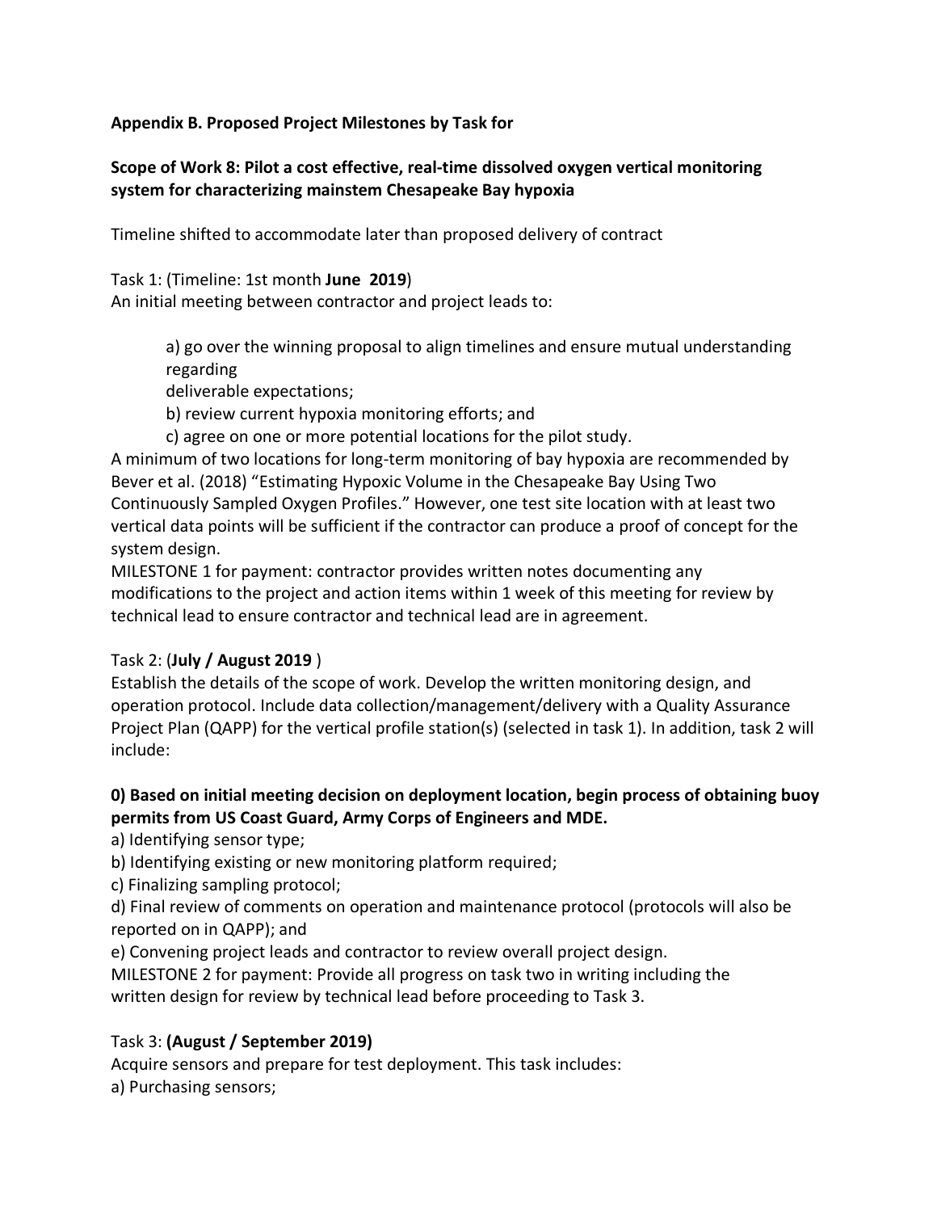**Appendix B. Proposed Project Milestones by Task for**

**Scope of Work 8: Pilot a cost effective, real-time dissolved oxygen vertical monitoring system for characterizing mainstem Chesapeake Bay hypoxia**

Timeline shifted to accommodate later than proposed delivery of contract

Task 1: (Timeline: 1st month **June 2019**)
An initial meeting between contractor and project leads to:

> a) go over the winning proposal to align timelines and ensure mutual understanding regarding
> deliverable expectations;
> b) review current hypoxia monitoring efforts; and
> c) agree on one or more potential locations for the pilot study.

A minimum of two locations for long-term monitoring of bay hypoxia are recommended by Bever et al. (2018) "Estimating Hypoxic Volume in the Chesapeake Bay Using Two Continuously Sampled Oxygen Profiles." However, one test site location with at least two vertical data points will be sufficient if the contractor can produce a proof of concept for the system design.
MILESTONE 1 for payment: contractor provides written notes documenting any modifications to the project and action items within 1 week of this meeting for review by technical lead to ensure contractor and technical lead are in agreement.

Task 2: (**July / August 2019** )
Establish the details of the scope of work. Develop the written monitoring design, and operation protocol. Include data collection/management/delivery with a Quality Assurance Project Plan (QAPP) for the vertical profile station(s) (selected in task 1). In addition, task 2 will include:

**0) Based on initial meeting decision on deployment location, begin process of obtaining buoy permits from US Coast Guard, Army Corps of Engineers and MDE.**
a) Identifying sensor type;
b) Identifying existing or new monitoring platform required;
c) Finalizing sampling protocol;
d) Final review of comments on operation and maintenance protocol (protocols will also be reported on in QAPP); and
e) Convening project leads and contractor to review overall project design.
MILESTONE 2 for payment: Provide all progress on task two in writing including the written design for review by technical lead before proceeding to Task 3.

Task 3: **(August / September 2019)**
Acquire sensors and prepare for test deployment. This task includes:
a) Purchasing sensors;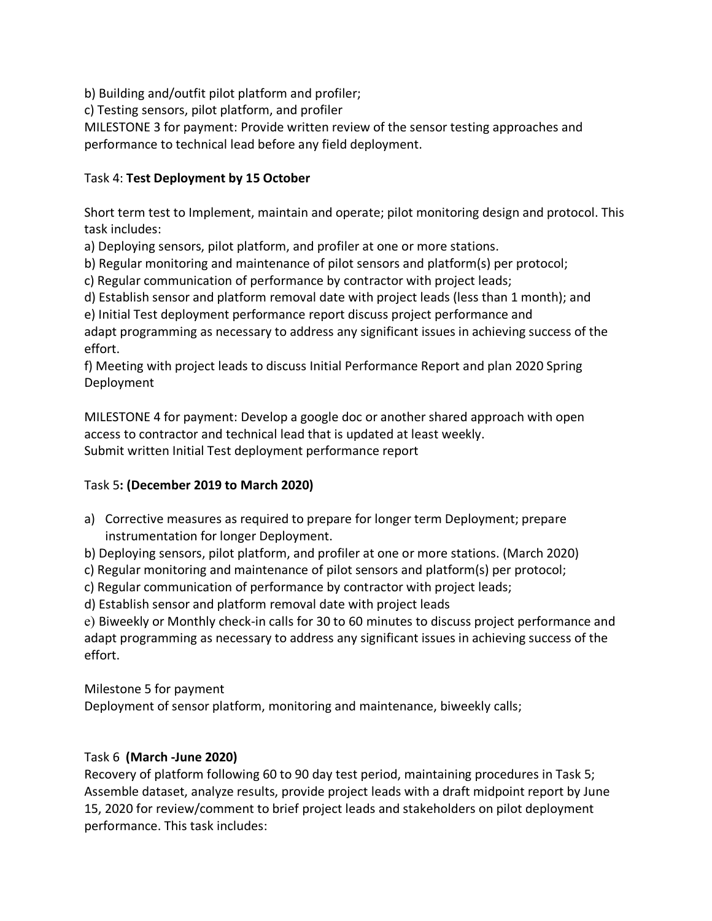b) Building and/outfit pilot platform and profiler;

c) Testing sensors, pilot platform, and profiler

MILESTONE 3 for payment: Provide written review of the sensor testing approaches and performance to technical lead before any field deployment.

Task 4: **Test Deployment by 15 October**

Short term test to Implement, maintain and operate; pilot monitoring design and protocol. This task includes:

a) Deploying sensors, pilot platform, and profiler at one or more stations.

b) Regular monitoring and maintenance of pilot sensors and platform(s) per protocol;

c) Regular communication of performance by contractor with project leads;

d) Establish sensor and platform removal date with project leads (less than 1 month); and

e) Initial Test deployment performance report discuss project performance and adapt programming as necessary to address any significant issues in achieving success of the effort.

f) Meeting with project leads to discuss Initial Performance Report and plan 2020 Spring Deployment

MILESTONE 4 for payment: Develop a google doc or another shared approach with open access to contractor and technical lead that is updated at least weekly.
Submit written Initial Test deployment performance report

Task 5**: (December 2019 to March 2020)**

a) Corrective measures as required to prepare for longer term Deployment; prepare instrumentation for longer Deployment.

b) Deploying sensors, pilot platform, and profiler at one or more stations. (March 2020)

c) Regular monitoring and maintenance of pilot sensors and platform(s) per protocol;

c) Regular communication of performance by contractor with project leads;

d) Establish sensor and platform removal date with project leads

e) Biweekly or Monthly check-in calls for 30 to 60 minutes to discuss project performance and adapt programming as necessary to address any significant issues in achieving success of the effort.

Milestone 5 for payment

Deployment of sensor platform, monitoring and maintenance, biweekly calls;

Task 6 **(March -June 2020)**

Recovery of platform following 60 to 90 day test period, maintaining procedures in Task 5; Assemble dataset, analyze results, provide project leads with a draft midpoint report by June 15, 2020 for review/comment to brief project leads and stakeholders on pilot deployment performance. This task includes: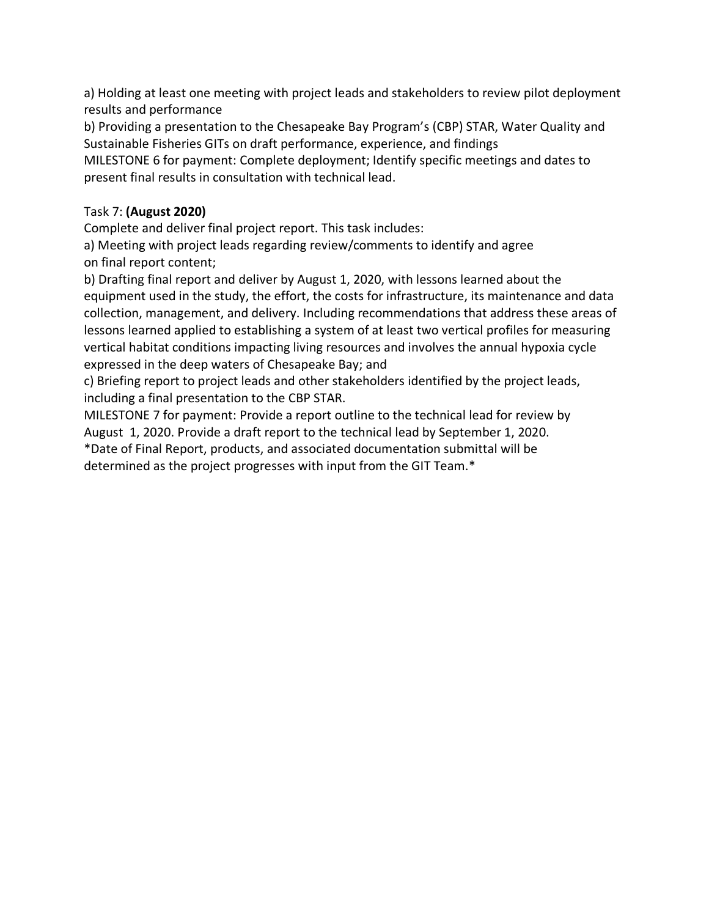a) Holding at least one meeting with project leads and stakeholders to review pilot deployment results and performance
b) Providing a presentation to the Chesapeake Bay Program's (CBP) STAR, Water Quality and Sustainable Fisheries GITs on draft performance, experience, and findings
MILESTONE 6 for payment: Complete deployment; Identify specific meetings and dates to present final results in consultation with technical lead.

Task 7: **(August 2020)**
Complete and deliver final project report. This task includes:
a) Meeting with project leads regarding review/comments to identify and agree on final report content;
b) Drafting final report and deliver by August 1, 2020, with lessons learned about the equipment used in the study, the effort, the costs for infrastructure, its maintenance and data collection, management, and delivery. Including recommendations that address these areas of lessons learned applied to establishing a system of at least two vertical profiles for measuring vertical habitat conditions impacting living resources and involves the annual hypoxia cycle expressed in the deep waters of Chesapeake Bay; and
c) Briefing report to project leads and other stakeholders identified by the project leads, including a final presentation to the CBP STAR.
MILESTONE 7 for payment: Provide a report outline to the technical lead for review by August 1, 2020. Provide a draft report to the technical lead by September 1, 2020.
*Date of Final Report, products, and associated documentation submittal will be determined as the project progresses with input from the GIT Team.*